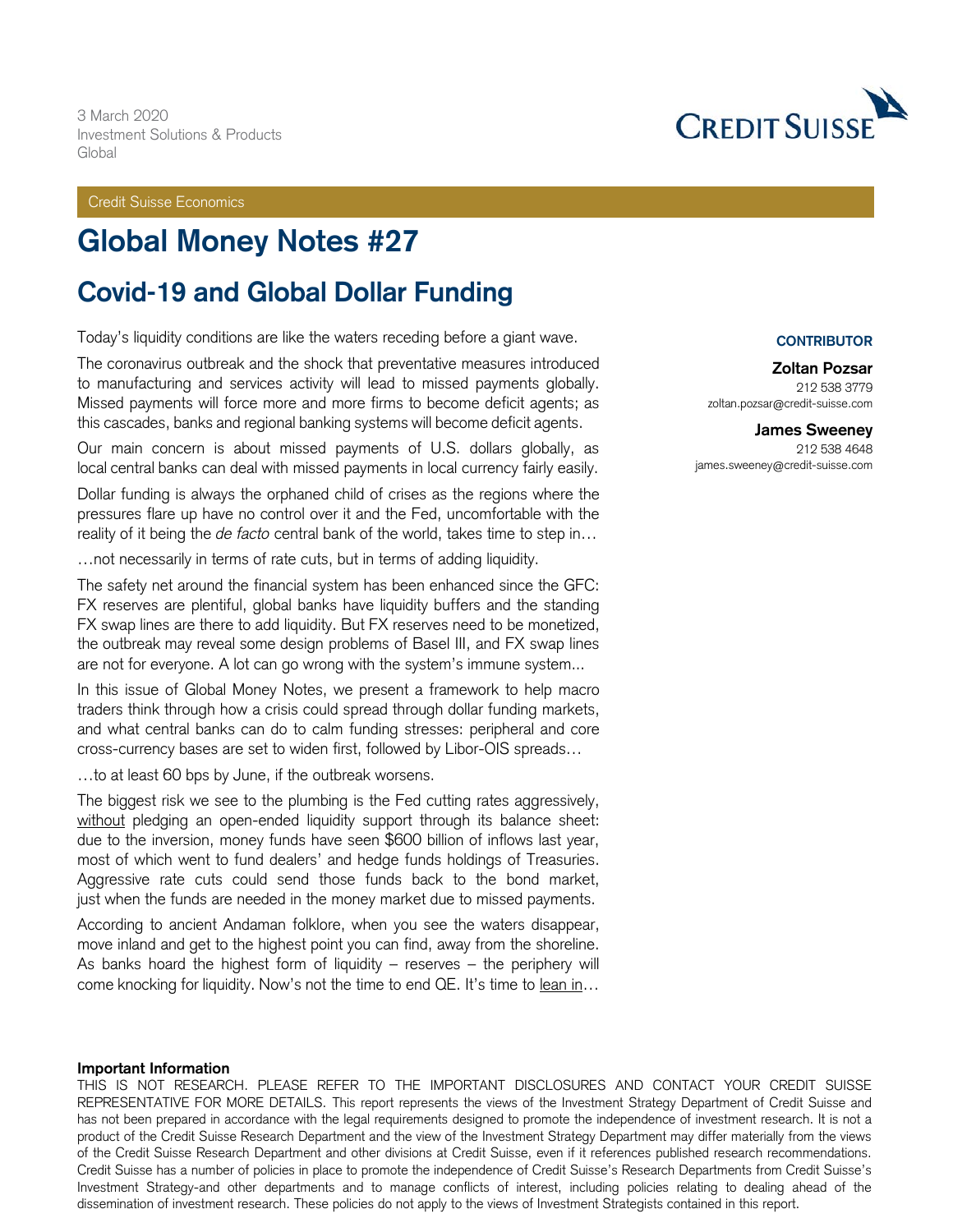3 March 2020
Investment Solutions & Products
Global

Credit Suisse Economics

# Global Money Notes #27

## Covid-19 and Global Dollar Funding

Today's liquidity conditions are like the waters receding before a giant wave.

The coronavirus outbreak and the shock that preventative measures introduced to manufacturing and services activity will lead to missed payments globally. Missed payments will force more and more firms to become deficit agents; as this cascades, banks and regional banking systems will become deficit agents.

Our main concern is about missed payments of U.S. dollars globally, as local central banks can deal with missed payments in local currency fairly easily.

Dollar funding is always the orphaned child of crises as the regions where the pressures flare up have no control over it and the Fed, uncomfortable with the reality of it being the *de facto* central bank of the world, takes time to step in…

…not necessarily in terms of rate cuts, but in terms of adding liquidity.

The safety net around the financial system has been enhanced since the GFC: FX reserves are plentiful, global banks have liquidity buffers and the standing FX swap lines are there to add liquidity. But FX reserves need to be monetized, the outbreak may reveal some design problems of Basel III, and FX swap lines are not for everyone. A lot can go wrong with the system's immune system...

In this issue of Global Money Notes, we present a framework to help macro traders think through how a crisis could spread through dollar funding markets, and what central banks can do to calm funding stresses: peripheral and core cross-currency bases are set to widen first, followed by Libor-OIS spreads…

…to at least 60 bps by June, if the outbreak worsens.

The biggest risk we see to the plumbing is the Fed cutting rates aggressively, without pledging an open-ended liquidity support through its balance sheet: due to the inversion, money funds have seen $600 billion of inflows last year, most of which went to fund dealers' and hedge funds holdings of Treasuries. Aggressive rate cuts could send those funds back to the bond market, just when the funds are needed in the money market due to missed payments.

According to ancient Andaman folklore, when you see the waters disappear, move inland and get to the highest point you can find, away from the shoreline. As banks hoard the highest form of liquidity – reserves – the periphery will come knocking for liquidity. Now's not the time to end QE. It's time to lean in…

**CONTRIBUTOR**

**Zoltan Pozsar**
212 538 3779
zoltan.pozsar@credit-suisse.com

**James Sweeney**
212 538 4648
james.sweeney@credit-suisse.com

**Important Information**

THIS IS NOT RESEARCH. PLEASE REFER TO THE IMPORTANT DISCLOSURES AND CONTACT YOUR CREDIT SUISSE REPRESENTATIVE FOR MORE DETAILS. This report represents the views of the Investment Strategy Department of Credit Suisse and has not been prepared in accordance with the legal requirements designed to promote the independence of investment research. It is not a product of the Credit Suisse Research Department and the view of the Investment Strategy Department may differ materially from the views of the Credit Suisse Research Department and other divisions at Credit Suisse, even if it references published research recommendations. Credit Suisse has a number of policies in place to promote the independence of Credit Suisse's Research Departments from Credit Suisse's Investment Strategy-and other departments and to manage conflicts of interest, including policies relating to dealing ahead of the dissemination of investment research. These policies do not apply to the views of Investment Strategists contained in this report.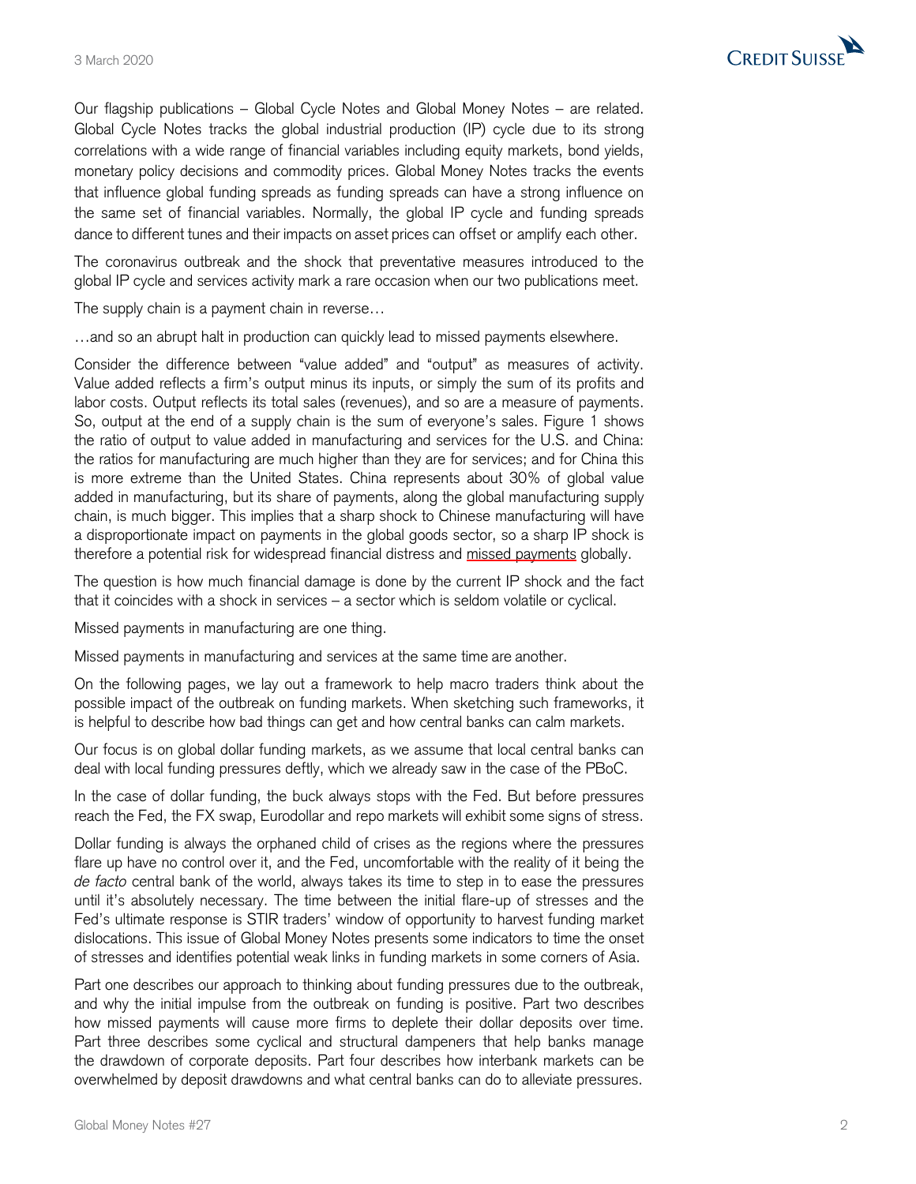Our flagship publications – Global Cycle Notes and Global Money Notes – are related. Global Cycle Notes tracks the global industrial production (IP) cycle due to its strong correlations with a wide range of financial variables including equity markets, bond yields, monetary policy decisions and commodity prices. Global Money Notes tracks the events that influence global funding spreads as funding spreads can have a strong influence on the same set of financial variables. Normally, the global IP cycle and funding spreads dance to different tunes and their impacts on asset prices can offset or amplify each other.

The coronavirus outbreak and the shock that preventative measures introduced to the global IP cycle and services activity mark a rare occasion when our two publications meet.

The supply chain is a payment chain in reverse…

…and so an abrupt halt in production can quickly lead to missed payments elsewhere.

Consider the difference between "value added" and "output" as measures of activity. Value added reflects a firm's output minus its inputs, or simply the sum of its profits and labor costs. Output reflects its total sales (revenues), and so are a measure of payments. So, output at the end of a supply chain is the sum of everyone's sales. Figure 1 shows the ratio of output to value added in manufacturing and services for the U.S. and China: the ratios for manufacturing are much higher than they are for services; and for China this is more extreme than the United States. China represents about 30% of global value added in manufacturing, but its share of payments, along the global manufacturing supply chain, is much bigger. This implies that a sharp shock to Chinese manufacturing will have a disproportionate impact on payments in the global goods sector, so a sharp IP shock is therefore a potential risk for widespread financial distress and missed payments globally.

The question is how much financial damage is done by the current IP shock and the fact that it coincides with a shock in services – a sector which is seldom volatile or cyclical.

Missed payments in manufacturing are one thing.

Missed payments in manufacturing and services at the same time are another.

On the following pages, we lay out a framework to help macro traders think about the possible impact of the outbreak on funding markets. When sketching such frameworks, it is helpful to describe how bad things can get and how central banks can calm markets.

Our focus is on global dollar funding markets, as we assume that local central banks can deal with local funding pressures deftly, which we already saw in the case of the PBoC.

In the case of dollar funding, the buck always stops with the Fed. But before pressures reach the Fed, the FX swap, Eurodollar and repo markets will exhibit some signs of stress.

Dollar funding is always the orphaned child of crises as the regions where the pressures flare up have no control over it, and the Fed, uncomfortable with the reality of it being the *de facto* central bank of the world, always takes its time to step in to ease the pressures until it's absolutely necessary. The time between the initial flare-up of stresses and the Fed's ultimate response is STIR traders' window of opportunity to harvest funding market dislocations. This issue of Global Money Notes presents some indicators to time the onset of stresses and identifies potential weak links in funding markets in some corners of Asia.

Part one describes our approach to thinking about funding pressures due to the outbreak, and why the initial impulse from the outbreak on funding is positive. Part two describes how missed payments will cause more firms to deplete their dollar deposits over time. Part three describes some cyclical and structural dampeners that help banks manage the drawdown of corporate deposits. Part four describes how interbank markets can be overwhelmed by deposit drawdowns and what central banks can do to alleviate pressures.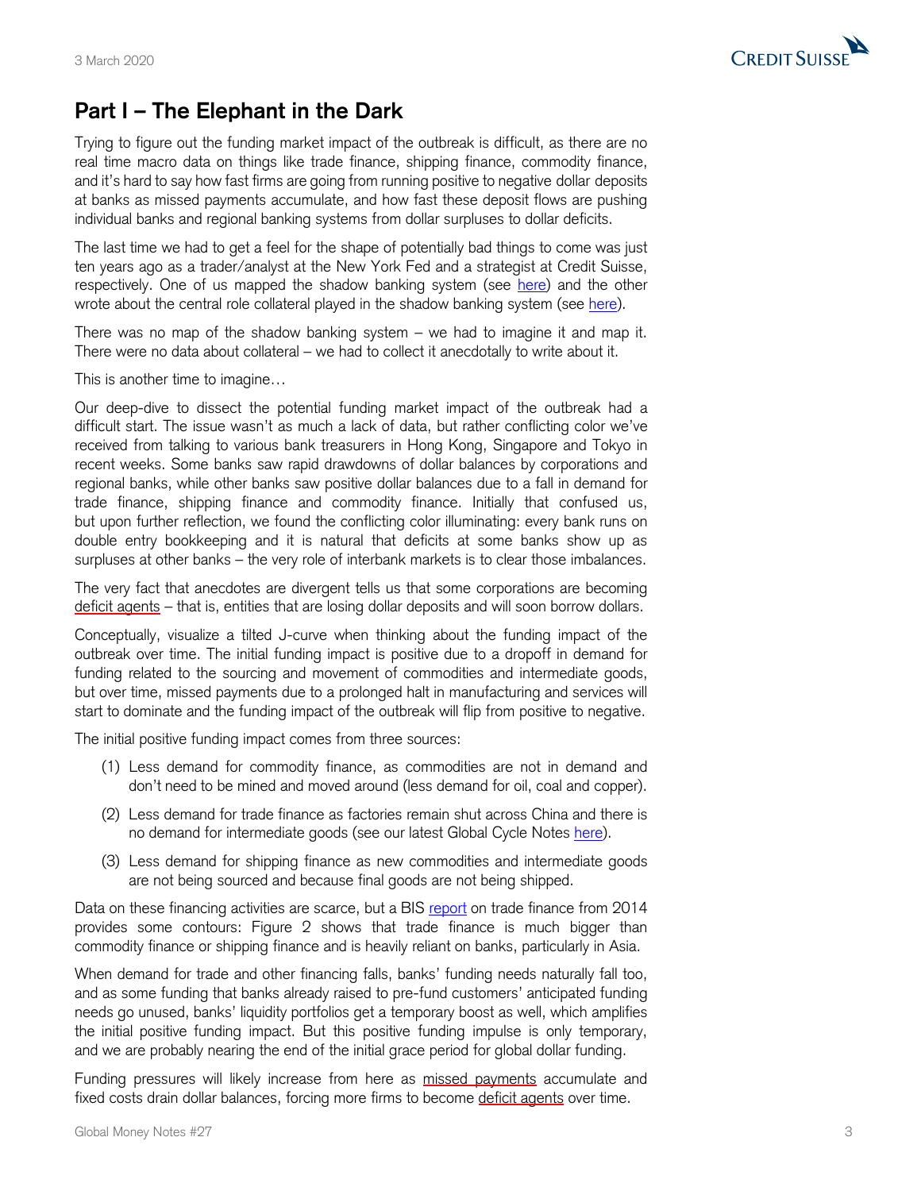## Part I – The Elephant in the Dark

Trying to figure out the funding market impact of the outbreak is difficult, as there are no real time macro data on things like trade finance, shipping finance, commodity finance, and it's hard to say how fast firms are going from running positive to negative dollar deposits at banks as missed payments accumulate, and how fast these deposit flows are pushing individual banks and regional banking systems from dollar surpluses to dollar deficits.

The last time we had to get a feel for the shape of potentially bad things to come was just ten years ago as a trader/analyst at the New York Fed and a strategist at Credit Suisse, respectively. One of us mapped the shadow banking system (see here) and the other wrote about the central role collateral played in the shadow banking system (see here).

There was no map of the shadow banking system – we had to imagine it and map it. There were no data about collateral – we had to collect it anecdotally to write about it.

This is another time to imagine…

Our deep-dive to dissect the potential funding market impact of the outbreak had a difficult start. The issue wasn't as much a lack of data, but rather conflicting color we've received from talking to various bank treasurers in Hong Kong, Singapore and Tokyo in recent weeks. Some banks saw rapid drawdowns of dollar balances by corporations and regional banks, while other banks saw positive dollar balances due to a fall in demand for trade finance, shipping finance and commodity finance. Initially that confused us, but upon further reflection, we found the conflicting color illuminating: every bank runs on double entry bookkeeping and it is natural that deficits at some banks show up as surpluses at other banks – the very role of interbank markets is to clear those imbalances.

The very fact that anecdotes are divergent tells us that some corporations are becoming deficit agents – that is, entities that are losing dollar deposits and will soon borrow dollars.

Conceptually, visualize a tilted J-curve when thinking about the funding impact of the outbreak over time. The initial funding impact is positive due to a dropoff in demand for funding related to the sourcing and movement of commodities and intermediate goods, but over time, missed payments due to a prolonged halt in manufacturing and services will start to dominate and the funding impact of the outbreak will flip from positive to negative.

The initial positive funding impact comes from three sources:

(1) Less demand for commodity finance, as commodities are not in demand and don't need to be mined and moved around (less demand for oil, coal and copper).

(2) Less demand for trade finance as factories remain shut across China and there is no demand for intermediate goods (see our latest Global Cycle Notes here).

(3) Less demand for shipping finance as new commodities and intermediate goods are not being sourced and because final goods are not being shipped.

Data on these financing activities are scarce, but a BIS report on trade finance from 2014 provides some contours: Figure 2 shows that trade finance is much bigger than commodity finance or shipping finance and is heavily reliant on banks, particularly in Asia.

When demand for trade and other financing falls, banks' funding needs naturally fall too, and as some funding that banks already raised to pre-fund customers' anticipated funding needs go unused, banks' liquidity portfolios get a temporary boost as well, which amplifies the initial positive funding impact. But this positive funding impulse is only temporary, and we are probably nearing the end of the initial grace period for global dollar funding.

Funding pressures will likely increase from here as missed payments accumulate and fixed costs drain dollar balances, forcing more firms to become deficit agents over time.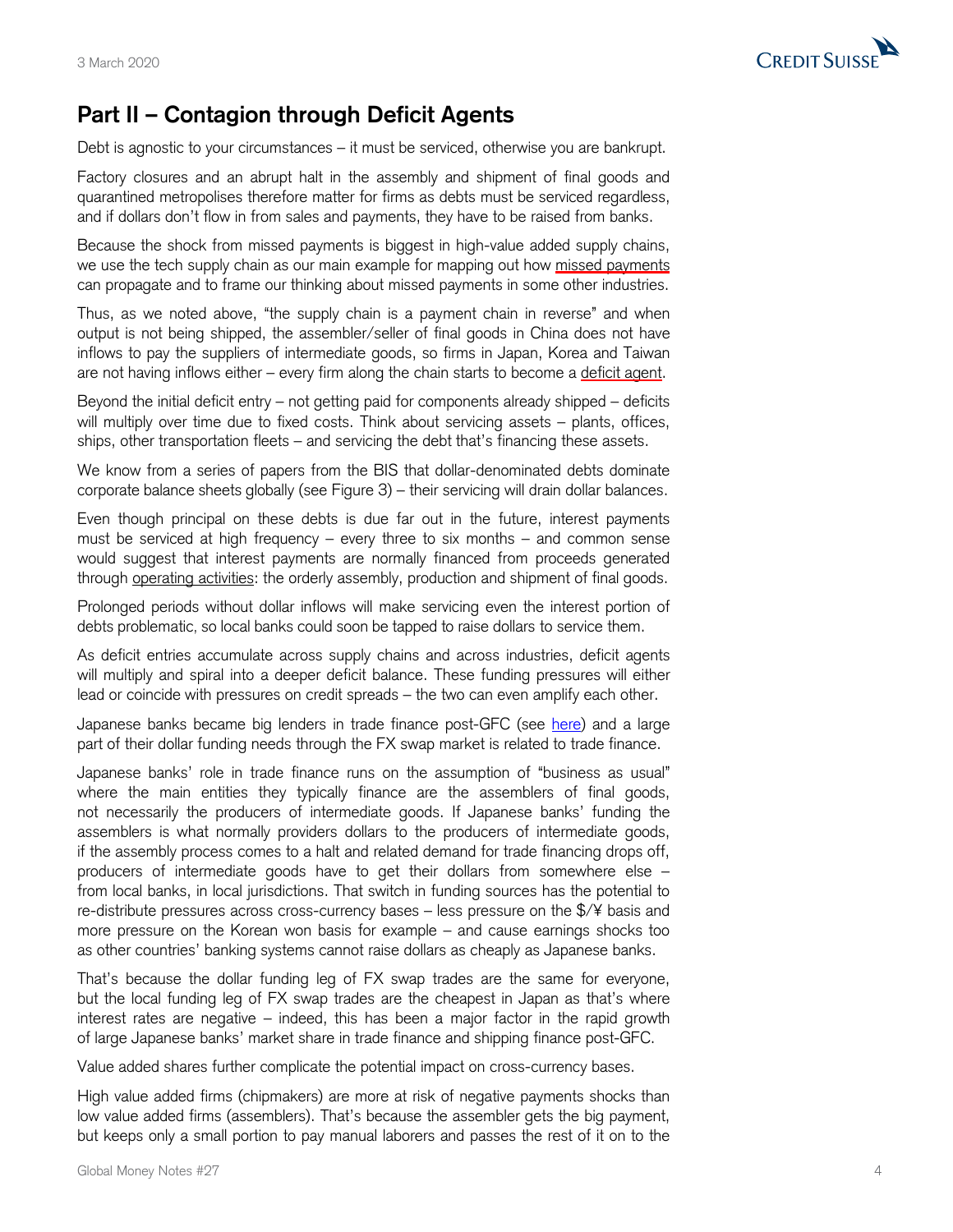## Part II – Contagion through Deficit Agents

Debt is agnostic to your circumstances – it must be serviced, otherwise you are bankrupt.

Factory closures and an abrupt halt in the assembly and shipment of final goods and quarantined metropolises therefore matter for firms as debts must be serviced regardless, and if dollars don't flow in from sales and payments, they have to be raised from banks.

Because the shock from missed payments is biggest in high-value added supply chains, we use the tech supply chain as our main example for mapping out how missed payments can propagate and to frame our thinking about missed payments in some other industries.

Thus, as we noted above, "the supply chain is a payment chain in reverse" and when output is not being shipped, the assembler/seller of final goods in China does not have inflows to pay the suppliers of intermediate goods, so firms in Japan, Korea and Taiwan are not having inflows either – every firm along the chain starts to become a deficit agent.

Beyond the initial deficit entry – not getting paid for components already shipped – deficits will multiply over time due to fixed costs. Think about servicing assets – plants, offices, ships, other transportation fleets – and servicing the debt that's financing these assets.

We know from a series of papers from the BIS that dollar-denominated debts dominate corporate balance sheets globally (see Figure 3) – their servicing will drain dollar balances.

Even though principal on these debts is due far out in the future, interest payments must be serviced at high frequency – every three to six months – and common sense would suggest that interest payments are normally financed from proceeds generated through operating activities: the orderly assembly, production and shipment of final goods.

Prolonged periods without dollar inflows will make servicing even the interest portion of debts problematic, so local banks could soon be tapped to raise dollars to service them.

As deficit entries accumulate across supply chains and across industries, deficit agents will multiply and spiral into a deeper deficit balance. These funding pressures will either lead or coincide with pressures on credit spreads – the two can even amplify each other.

Japanese banks became big lenders in trade finance post-GFC (see here) and a large part of their dollar funding needs through the FX swap market is related to trade finance.

Japanese banks' role in trade finance runs on the assumption of "business as usual" where the main entities they typically finance are the assemblers of final goods, not necessarily the producers of intermediate goods. If Japanese banks' funding the assemblers is what normally providers dollars to the producers of intermediate goods, if the assembly process comes to a halt and related demand for trade financing drops off, producers of intermediate goods have to get their dollars from somewhere else – from local banks, in local jurisdictions. That switch in funding sources has the potential to re-distribute pressures across cross-currency bases – less pressure on the $/¥ basis and more pressure on the Korean won basis for example – and cause earnings shocks too as other countries' banking systems cannot raise dollars as cheaply as Japanese banks.

That's because the dollar funding leg of FX swap trades are the same for everyone, but the local funding leg of FX swap trades are the cheapest in Japan as that's where interest rates are negative – indeed, this has been a major factor in the rapid growth of large Japanese banks' market share in trade finance and shipping finance post-GFC.

Value added shares further complicate the potential impact on cross-currency bases.

High value added firms (chipmakers) are more at risk of negative payments shocks than low value added firms (assemblers). That's because the assembler gets the big payment, but keeps only a small portion to pay manual laborers and passes the rest of it on to the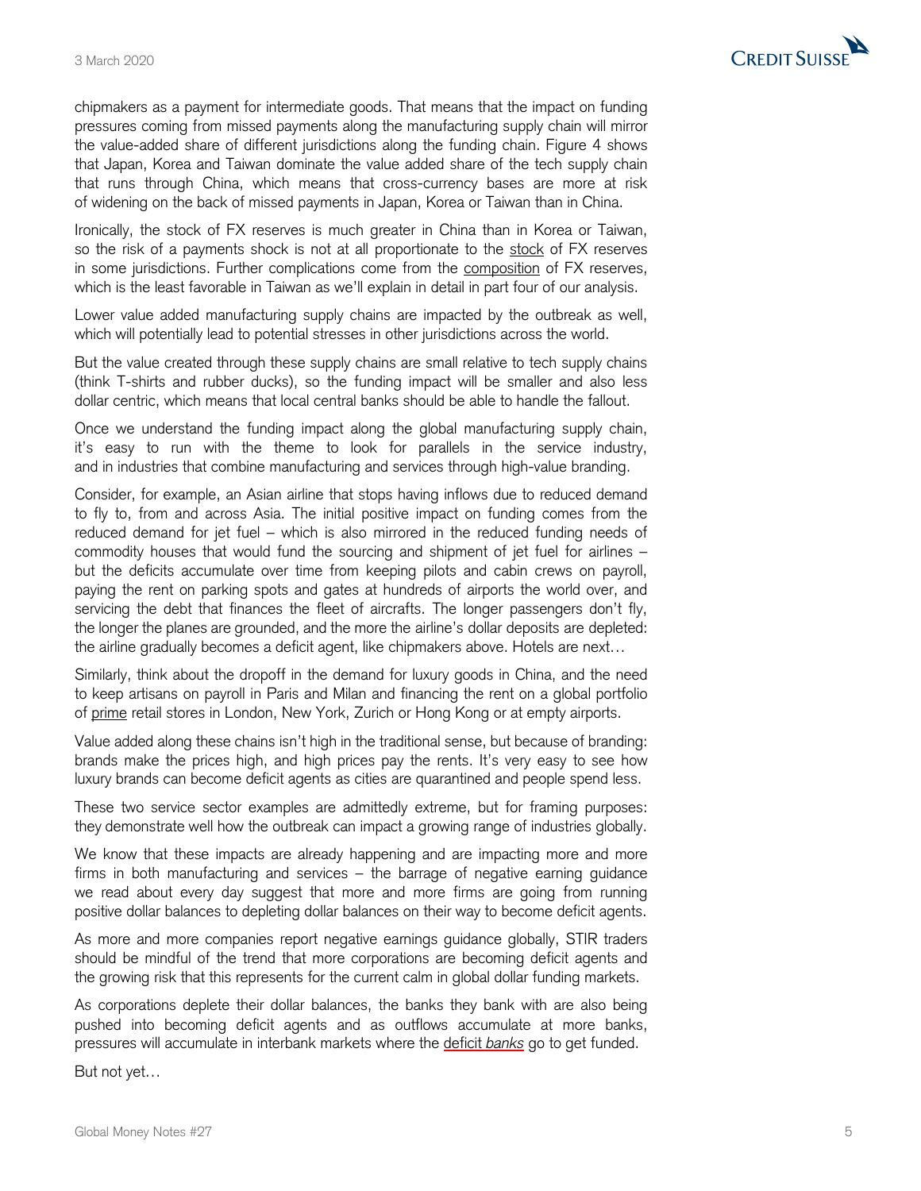chipmakers as a payment for intermediate goods. That means that the impact on funding pressures coming from missed payments along the manufacturing supply chain will mirror the value-added share of different jurisdictions along the funding chain. Figure 4 shows that Japan, Korea and Taiwan dominate the value added share of the tech supply chain that runs through China, which means that cross-currency bases are more at risk of widening on the back of missed payments in Japan, Korea or Taiwan than in China.

Ironically, the stock of FX reserves is much greater in China than in Korea or Taiwan, so the risk of a payments shock is not at all proportionate to the stock of FX reserves in some jurisdictions. Further complications come from the composition of FX reserves, which is the least favorable in Taiwan as we'll explain in detail in part four of our analysis.

Lower value added manufacturing supply chains are impacted by the outbreak as well, which will potentially lead to potential stresses in other jurisdictions across the world.

But the value created through these supply chains are small relative to tech supply chains (think T-shirts and rubber ducks), so the funding impact will be smaller and also less dollar centric, which means that local central banks should be able to handle the fallout.

Once we understand the funding impact along the global manufacturing supply chain, it's easy to run with the theme to look for parallels in the service industry, and in industries that combine manufacturing and services through high-value branding.

Consider, for example, an Asian airline that stops having inflows due to reduced demand to fly to, from and across Asia. The initial positive impact on funding comes from the reduced demand for jet fuel – which is also mirrored in the reduced funding needs of commodity houses that would fund the sourcing and shipment of jet fuel for airlines – but the deficits accumulate over time from keeping pilots and cabin crews on payroll, paying the rent on parking spots and gates at hundreds of airports the world over, and servicing the debt that finances the fleet of aircrafts. The longer passengers don't fly, the longer the planes are grounded, and the more the airline's dollar deposits are depleted: the airline gradually becomes a deficit agent, like chipmakers above. Hotels are next…

Similarly, think about the dropoff in the demand for luxury goods in China, and the need to keep artisans on payroll in Paris and Milan and financing the rent on a global portfolio of prime retail stores in London, New York, Zurich or Hong Kong or at empty airports.

Value added along these chains isn't high in the traditional sense, but because of branding: brands make the prices high, and high prices pay the rents. It's very easy to see how luxury brands can become deficit agents as cities are quarantined and people spend less.

These two service sector examples are admittedly extreme, but for framing purposes: they demonstrate well how the outbreak can impact a growing range of industries globally.

We know that these impacts are already happening and are impacting more and more firms in both manufacturing and services – the barrage of negative earning guidance we read about every day suggest that more and more firms are going from running positive dollar balances to depleting dollar balances on their way to become deficit agents.

As more and more companies report negative earnings guidance globally, STIR traders should be mindful of the trend that more corporations are becoming deficit agents and the growing risk that this represents for the current calm in global dollar funding markets.

As corporations deplete their dollar balances, the banks they bank with are also being pushed into becoming deficit agents and as outflows accumulate at more banks, pressures will accumulate in interbank markets where the deficit *banks* go to get funded.

But not yet…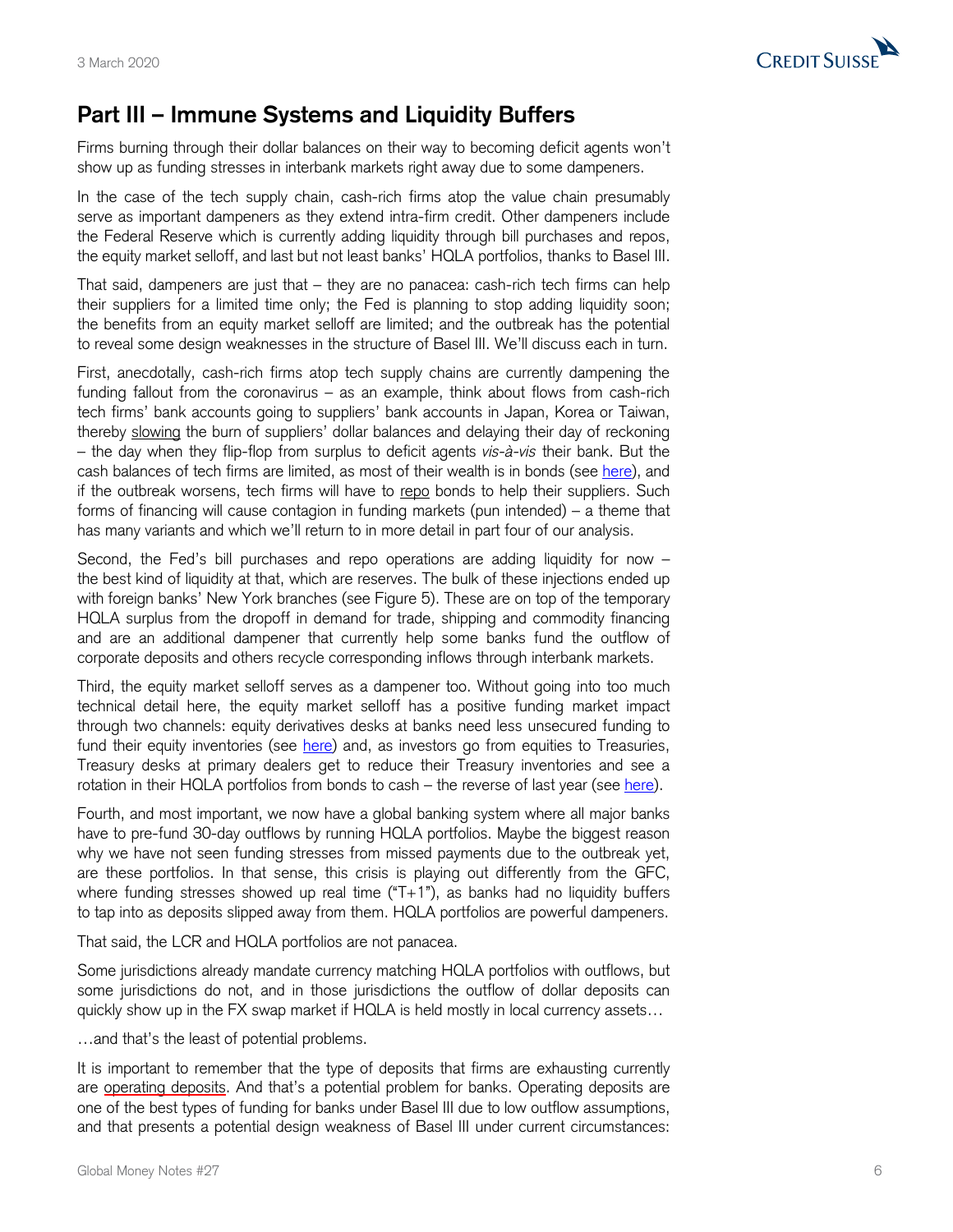## Part III – Immune Systems and Liquidity Buffers

Firms burning through their dollar balances on their way to becoming deficit agents won't show up as funding stresses in interbank markets right away due to some dampeners.

In the case of the tech supply chain, cash-rich firms atop the value chain presumably serve as important dampeners as they extend intra-firm credit. Other dampeners include the Federal Reserve which is currently adding liquidity through bill purchases and repos, the equity market selloff, and last but not least banks' HQLA portfolios, thanks to Basel III.

That said, dampeners are just that – they are no panacea: cash-rich tech firms can help their suppliers for a limited time only; the Fed is planning to stop adding liquidity soon; the benefits from an equity market selloff are limited; and the outbreak has the potential to reveal some design weaknesses in the structure of Basel III. We'll discuss each in turn.

First, anecdotally, cash-rich firms atop tech supply chains are currently dampening the funding fallout from the coronavirus – as an example, think about flows from cash-rich tech firms' bank accounts going to suppliers' bank accounts in Japan, Korea or Taiwan, thereby slowing the burn of suppliers' dollar balances and delaying their day of reckoning – the day when they flip-flop from surplus to deficit agents *vis-à-vis* their bank. But the cash balances of tech firms are limited, as most of their wealth is in bonds (see here), and if the outbreak worsens, tech firms will have to repo bonds to help their suppliers. Such forms of financing will cause contagion in funding markets (pun intended) – a theme that has many variants and which we'll return to in more detail in part four of our analysis.

Second, the Fed's bill purchases and repo operations are adding liquidity for now – the best kind of liquidity at that, which are reserves. The bulk of these injections ended up with foreign banks' New York branches (see Figure 5). These are on top of the temporary HQLA surplus from the dropoff in demand for trade, shipping and commodity financing and are an additional dampener that currently help some banks fund the outflow of corporate deposits and others recycle corresponding inflows through interbank markets.

Third, the equity market selloff serves as a dampener too. Without going into too much technical detail here, the equity market selloff has a positive funding market impact through two channels: equity derivatives desks at banks need less unsecured funding to fund their equity inventories (see here) and, as investors go from equities to Treasuries, Treasury desks at primary dealers get to reduce their Treasury inventories and see a rotation in their HQLA portfolios from bonds to cash – the reverse of last year (see here).

Fourth, and most important, we now have a global banking system where all major banks have to pre-fund 30-day outflows by running HQLA portfolios. Maybe the biggest reason why we have not seen funding stresses from missed payments due to the outbreak yet, are these portfolios. In that sense, this crisis is playing out differently from the GFC, where funding stresses showed up real time ("T+1"), as banks had no liquidity buffers to tap into as deposits slipped away from them. HQLA portfolios are powerful dampeners.

That said, the LCR and HQLA portfolios are not panacea.

Some jurisdictions already mandate currency matching HQLA portfolios with outflows, but some jurisdictions do not, and in those jurisdictions the outflow of dollar deposits can quickly show up in the FX swap market if HQLA is held mostly in local currency assets…

…and that's the least of potential problems.

It is important to remember that the type of deposits that firms are exhausting currently are operating deposits. And that's a potential problem for banks. Operating deposits are one of the best types of funding for banks under Basel III due to low outflow assumptions, and that presents a potential design weakness of Basel III under current circumstances: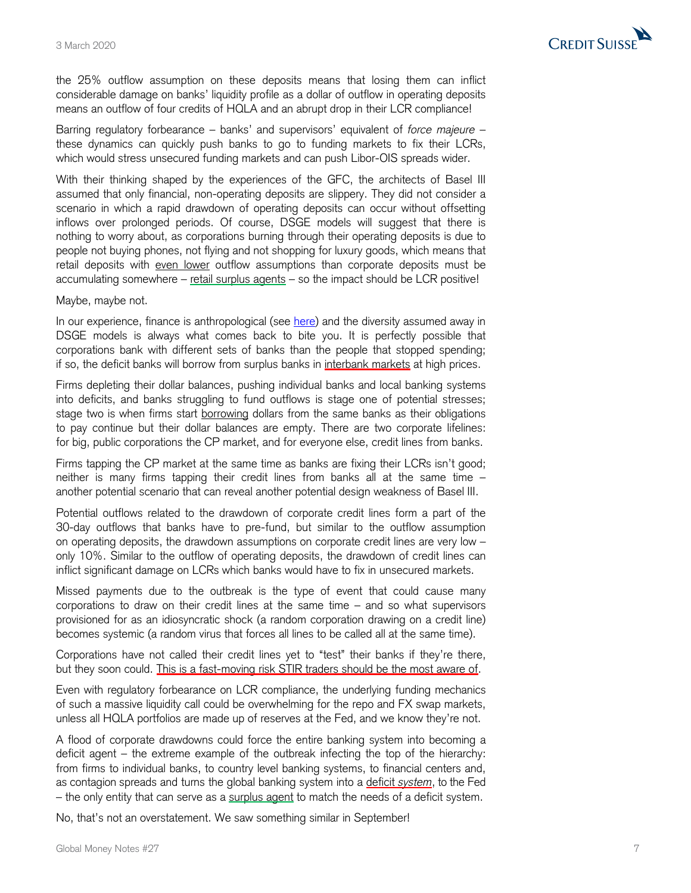the 25% outflow assumption on these deposits means that losing them can inflict considerable damage on banks' liquidity profile as a dollar of outflow in operating deposits means an outflow of four credits of HQLA and an abrupt drop in their LCR compliance!

Barring regulatory forbearance – banks' and supervisors' equivalent of *force majeure* – these dynamics can quickly push banks to go to funding markets to fix their LCRs, which would stress unsecured funding markets and can push Libor-OIS spreads wider.

With their thinking shaped by the experiences of the GFC, the architects of Basel III assumed that only financial, non-operating deposits are slippery. They did not consider a scenario in which a rapid drawdown of operating deposits can occur without offsetting inflows over prolonged periods. Of course, DSGE models will suggest that there is nothing to worry about, as corporations burning through their operating deposits is due to people not buying phones, not flying and not shopping for luxury goods, which means that retail deposits with even lower outflow assumptions than corporate deposits must be accumulating somewhere – retail surplus agents – so the impact should be LCR positive!

Maybe, maybe not.

In our experience, finance is anthropological (see here) and the diversity assumed away in DSGE models is always what comes back to bite you. It is perfectly possible that corporations bank with different sets of banks than the people that stopped spending; if so, the deficit banks will borrow from surplus banks in interbank markets at high prices.

Firms depleting their dollar balances, pushing individual banks and local banking systems into deficits, and banks struggling to fund outflows is stage one of potential stresses; stage two is when firms start borrowing dollars from the same banks as their obligations to pay continue but their dollar balances are empty. There are two corporate lifelines: for big, public corporations the CP market, and for everyone else, credit lines from banks.

Firms tapping the CP market at the same time as banks are fixing their LCRs isn't good; neither is many firms tapping their credit lines from banks all at the same time – another potential scenario that can reveal another potential design weakness of Basel III.

Potential outflows related to the drawdown of corporate credit lines form a part of the 30-day outflows that banks have to pre-fund, but similar to the outflow assumption on operating deposits, the drawdown assumptions on corporate credit lines are very low – only 10%. Similar to the outflow of operating deposits, the drawdown of credit lines can inflict significant damage on LCRs which banks would have to fix in unsecured markets.

Missed payments due to the outbreak is the type of event that could cause many corporations to draw on their credit lines at the same time – and so what supervisors provisioned for as an idiosyncratic shock (a random corporation drawing on a credit line) becomes systemic (a random virus that forces all lines to be called all at the same time).

Corporations have not called their credit lines yet to "test" their banks if they're there, but they soon could. This is a fast-moving risk STIR traders should be the most aware of.

Even with regulatory forbearance on LCR compliance, the underlying funding mechanics of such a massive liquidity call could be overwhelming for the repo and FX swap markets, unless all HQLA portfolios are made up of reserves at the Fed, and we know they're not.

A flood of corporate drawdowns could force the entire banking system into becoming a deficit agent – the extreme example of the outbreak infecting the top of the hierarchy: from firms to individual banks, to country level banking systems, to financial centers and, as contagion spreads and turns the global banking system into a deficit *system*, to the Fed – the only entity that can serve as a surplus agent to match the needs of a deficit system.

No, that's not an overstatement. We saw something similar in September!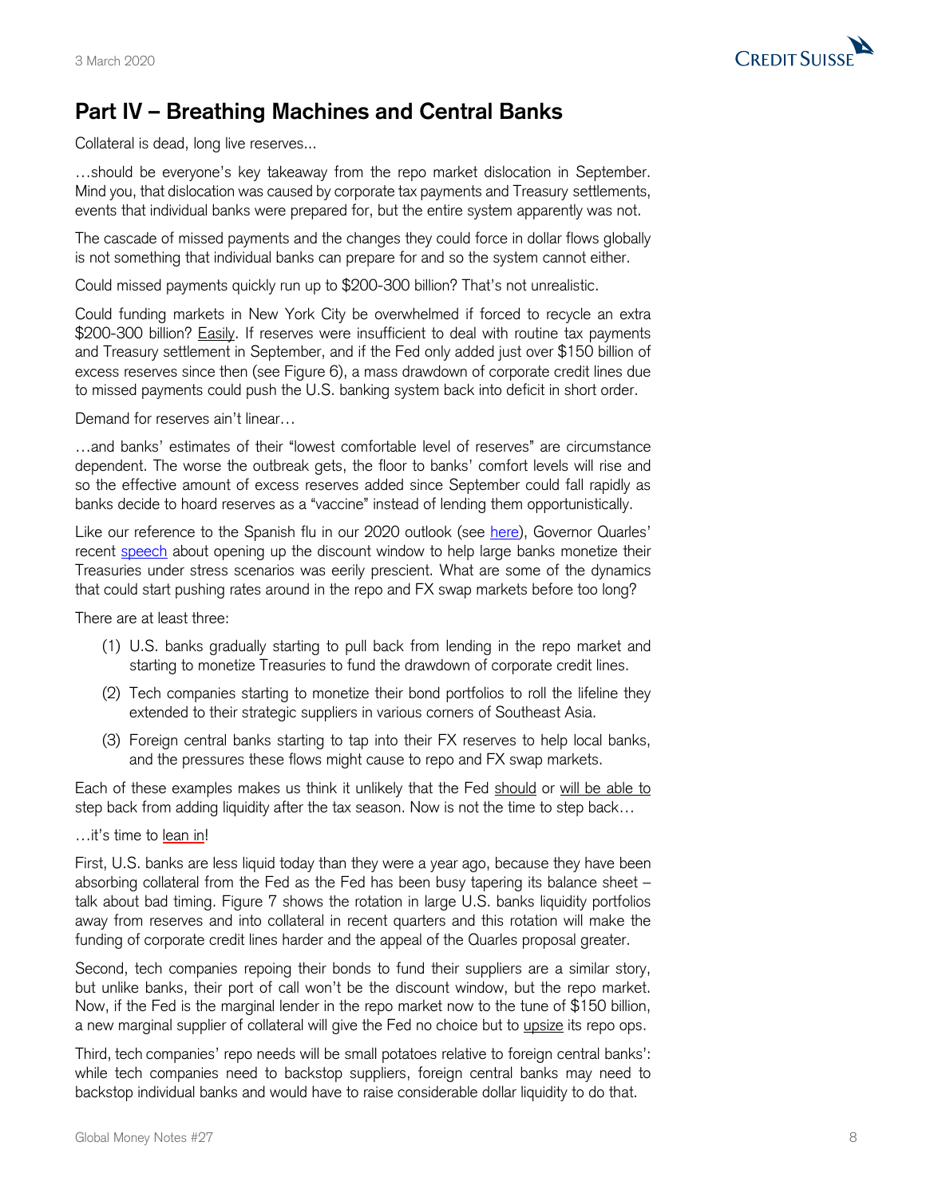## Part IV – Breathing Machines and Central Banks

Collateral is dead, long live reserves...

…should be everyone's key takeaway from the repo market dislocation in September. Mind you, that dislocation was caused by corporate tax payments and Treasury settlements, events that individual banks were prepared for, but the entire system apparently was not.

The cascade of missed payments and the changes they could force in dollar flows globally is not something that individual banks can prepare for and so the system cannot either.

Could missed payments quickly run up to $200-300 billion? That's not unrealistic.

Could funding markets in New York City be overwhelmed if forced to recycle an extra $200-300 billion? Easily. If reserves were insufficient to deal with routine tax payments and Treasury settlement in September, and if the Fed only added just over $150 billion of excess reserves since then (see Figure 6), a mass drawdown of corporate credit lines due to missed payments could push the U.S. banking system back into deficit in short order.

Demand for reserves ain't linear…

…and banks' estimates of their "lowest comfortable level of reserves" are circumstance dependent. The worse the outbreak gets, the floor to banks' comfort levels will rise and so the effective amount of excess reserves added since September could fall rapidly as banks decide to hoard reserves as a "vaccine" instead of lending them opportunistically.

Like our reference to the Spanish flu in our 2020 outlook (see here), Governor Quarles' recent speech about opening up the discount window to help large banks monetize their Treasuries under stress scenarios was eerily prescient. What are some of the dynamics that could start pushing rates around in the repo and FX swap markets before too long?

There are at least three:

(1) U.S. banks gradually starting to pull back from lending in the repo market and starting to monetize Treasuries to fund the drawdown of corporate credit lines.

(2) Tech companies starting to monetize their bond portfolios to roll the lifeline they extended to their strategic suppliers in various corners of Southeast Asia.

(3) Foreign central banks starting to tap into their FX reserves to help local banks, and the pressures these flows might cause to repo and FX swap markets.

Each of these examples makes us think it unlikely that the Fed should or will be able to step back from adding liquidity after the tax season. Now is not the time to step back…

…it's time to lean in!

First, U.S. banks are less liquid today than they were a year ago, because they have been absorbing collateral from the Fed as the Fed has been busy tapering its balance sheet – talk about bad timing. Figure 7 shows the rotation in large U.S. banks liquidity portfolios away from reserves and into collateral in recent quarters and this rotation will make the funding of corporate credit lines harder and the appeal of the Quarles proposal greater.

Second, tech companies repoing their bonds to fund their suppliers are a similar story, but unlike banks, their port of call won't be the discount window, but the repo market. Now, if the Fed is the marginal lender in the repo market now to the tune of $150 billion, a new marginal supplier of collateral will give the Fed no choice but to upsize its repo ops.

Third, tech companies' repo needs will be small potatoes relative to foreign central banks': while tech companies need to backstop suppliers, foreign central banks may need to backstop individual banks and would have to raise considerable dollar liquidity to do that.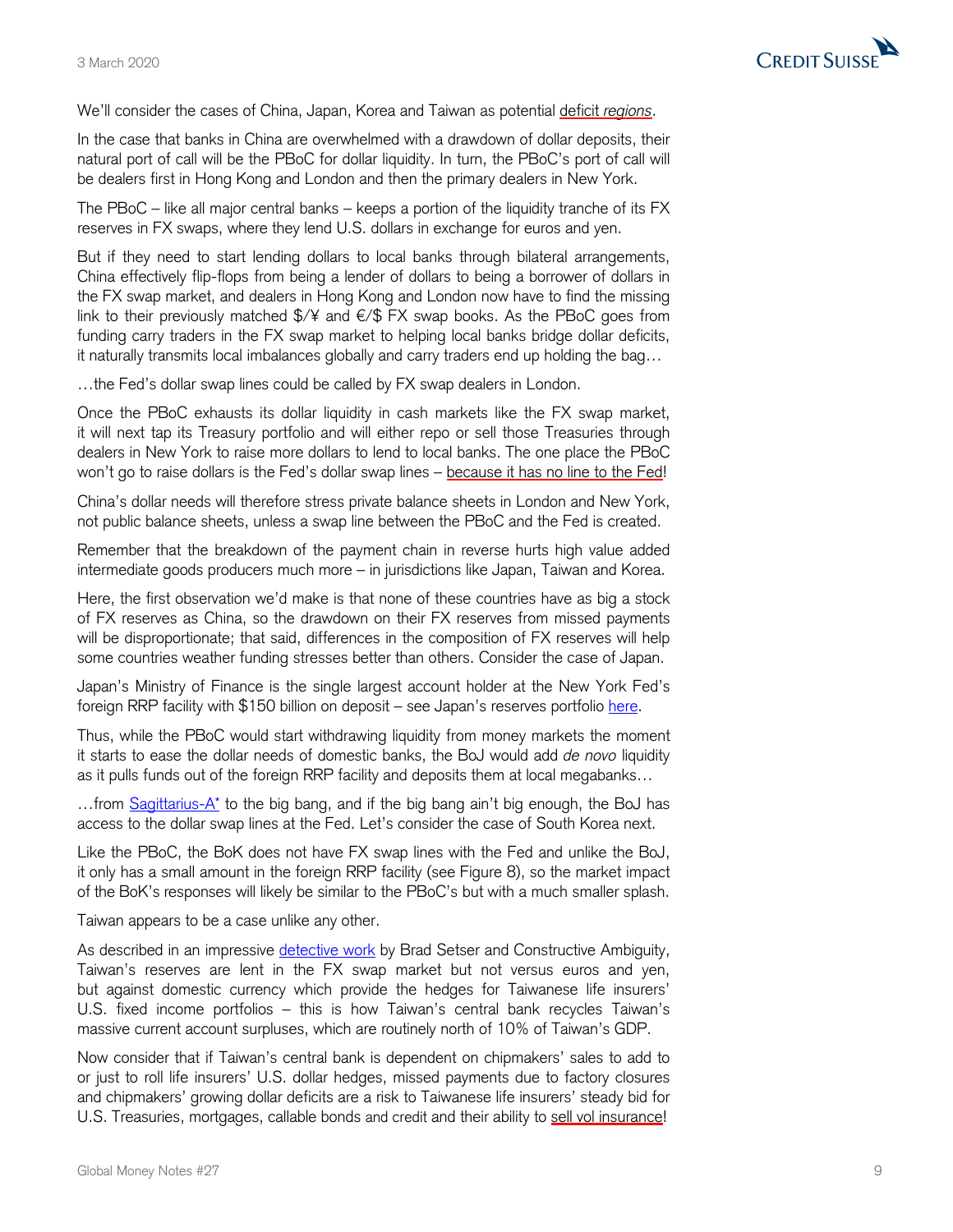We'll consider the cases of China, Japan, Korea and Taiwan as potential deficit *regions*.

In the case that banks in China are overwhelmed with a drawdown of dollar deposits, their natural port of call will be the PBoC for dollar liquidity. In turn, the PBoC's port of call will be dealers first in Hong Kong and London and then the primary dealers in New York.

The PBoC – like all major central banks – keeps a portion of the liquidity tranche of its FX reserves in FX swaps, where they lend U.S. dollars in exchange for euros and yen.

But if they need to start lending dollars to local banks through bilateral arrangements, China effectively flip-flops from being a lender of dollars to being a borrower of dollars in the FX swap market, and dealers in Hong Kong and London now have to find the missing link to their previously matched $/¥ and €/$ FX swap books. As the PBoC goes from funding carry traders in the FX swap market to helping local banks bridge dollar deficits, it naturally transmits local imbalances globally and carry traders end up holding the bag…

…the Fed's dollar swap lines could be called by FX swap dealers in London.

Once the PBoC exhausts its dollar liquidity in cash markets like the FX swap market, it will next tap its Treasury portfolio and will either repo or sell those Treasuries through dealers in New York to raise more dollars to lend to local banks. The one place the PBoC won't go to raise dollars is the Fed's dollar swap lines – because it has no line to the Fed!

China's dollar needs will therefore stress private balance sheets in London and New York, not public balance sheets, unless a swap line between the PBoC and the Fed is created.

Remember that the breakdown of the payment chain in reverse hurts high value added intermediate goods producers much more – in jurisdictions like Japan, Taiwan and Korea.

Here, the first observation we'd make is that none of these countries have as big a stock of FX reserves as China, so the drawdown on their FX reserves from missed payments will be disproportionate; that said, differences in the composition of FX reserves will help some countries weather funding stresses better than others. Consider the case of Japan.

Japan's Ministry of Finance is the single largest account holder at the New York Fed's foreign RRP facility with $150 billion on deposit – see Japan's reserves portfolio here.

Thus, while the PBoC would start withdrawing liquidity from money markets the moment it starts to ease the dollar needs of domestic banks, the BoJ would add *de novo* liquidity as it pulls funds out of the foreign RRP facility and deposits them at local megabanks…

…from Sagittarius-A* to the big bang, and if the big bang ain't big enough, the BoJ has access to the dollar swap lines at the Fed. Let's consider the case of South Korea next.

Like the PBoC, the BoK does not have FX swap lines with the Fed and unlike the BoJ, it only has a small amount in the foreign RRP facility (see Figure 8), so the market impact of the BoK's responses will likely be similar to the PBoC's but with a much smaller splash.

Taiwan appears to be a case unlike any other.

As described in an impressive detective work by Brad Setser and Constructive Ambiguity, Taiwan's reserves are lent in the FX swap market but not versus euros and yen, but against domestic currency which provide the hedges for Taiwanese life insurers' U.S. fixed income portfolios – this is how Taiwan's central bank recycles Taiwan's massive current account surpluses, which are routinely north of 10% of Taiwan's GDP.

Now consider that if Taiwan's central bank is dependent on chipmakers' sales to add to or just to roll life insurers' U.S. dollar hedges, missed payments due to factory closures and chipmakers' growing dollar deficits are a risk to Taiwanese life insurers' steady bid for U.S. Treasuries, mortgages, callable bonds and credit and their ability to sell vol insurance!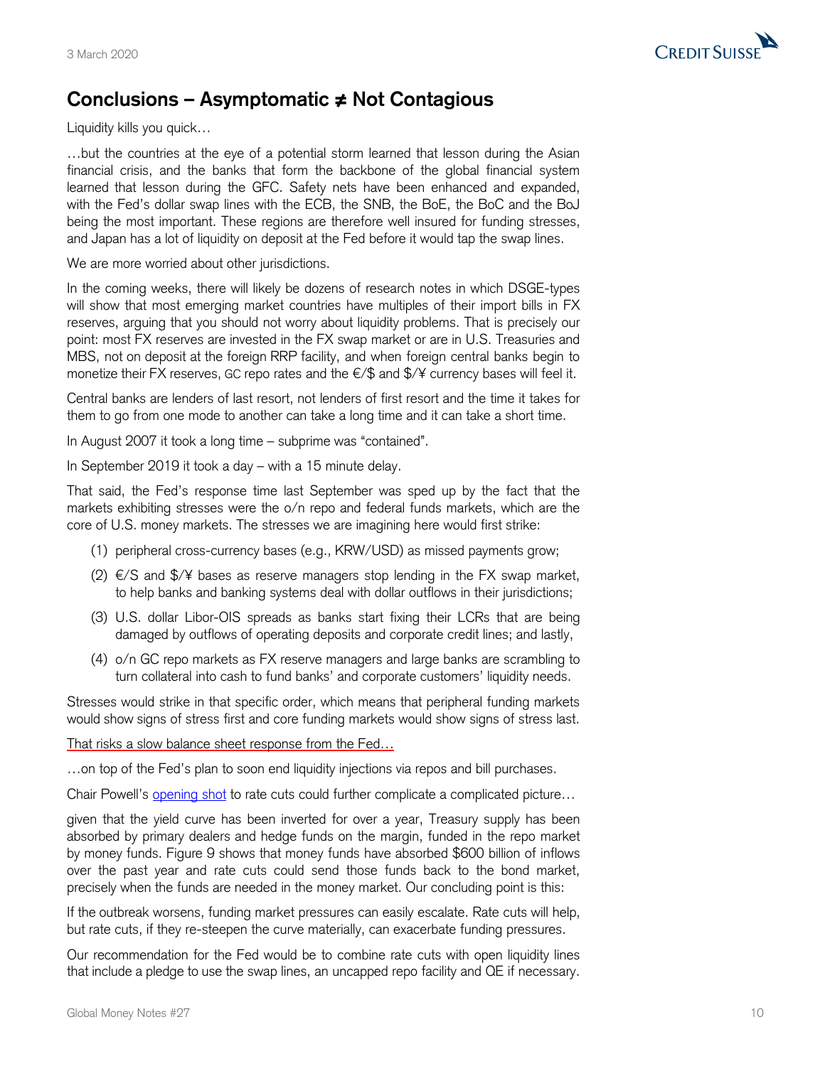## Conclusions – Asymptomatic ≠ Not Contagious

Liquidity kills you quick…

…but the countries at the eye of a potential storm learned that lesson during the Asian financial crisis, and the banks that form the backbone of the global financial system learned that lesson during the GFC. Safety nets have been enhanced and expanded, with the Fed's dollar swap lines with the ECB, the SNB, the BoE, the BoC and the BoJ being the most important. These regions are therefore well insured for funding stresses, and Japan has a lot of liquidity on deposit at the Fed before it would tap the swap lines.

We are more worried about other jurisdictions.

In the coming weeks, there will likely be dozens of research notes in which DSGE-types will show that most emerging market countries have multiples of their import bills in FX reserves, arguing that you should not worry about liquidity problems. That is precisely our point: most FX reserves are invested in the FX swap market or are in U.S. Treasuries and MBS, not on deposit at the foreign RRP facility, and when foreign central banks begin to monetize their FX reserves, GC repo rates and the €/$ and $/¥ currency bases will feel it.

Central banks are lenders of last resort, not lenders of first resort and the time it takes for them to go from one mode to another can take a long time and it can take a short time.

In August 2007 it took a long time – subprime was "contained".

In September 2019 it took a day – with a 15 minute delay.

That said, the Fed's response time last September was sped up by the fact that the markets exhibiting stresses were the o/n repo and federal funds markets, which are the core of U.S. money markets. The stresses we are imagining here would first strike:

(1) peripheral cross-currency bases (e.g., KRW/USD) as missed payments grow;

(2) €/S and $/¥ bases as reserve managers stop lending in the FX swap market, to help banks and banking systems deal with dollar outflows in their jurisdictions;

(3) U.S. dollar Libor-OIS spreads as banks start fixing their LCRs that are being damaged by outflows of operating deposits and corporate credit lines; and lastly,

(4) o/n GC repo markets as FX reserve managers and large banks are scrambling to turn collateral into cash to fund banks' and corporate customers' liquidity needs.

Stresses would strike in that specific order, which means that peripheral funding markets would show signs of stress first and core funding markets would show signs of stress last.

That risks a slow balance sheet response from the Fed…

…on top of the Fed's plan to soon end liquidity injections via repos and bill purchases.

Chair Powell's opening shot to rate cuts could further complicate a complicated picture…

given that the yield curve has been inverted for over a year, Treasury supply has been absorbed by primary dealers and hedge funds on the margin, funded in the repo market by money funds. Figure 9 shows that money funds have absorbed $600 billion of inflows over the past year and rate cuts could send those funds back to the bond market, precisely when the funds are needed in the money market. Our concluding point is this:

If the outbreak worsens, funding market pressures can easily escalate. Rate cuts will help, but rate cuts, if they re-steepen the curve materially, can exacerbate funding pressures.

Our recommendation for the Fed would be to combine rate cuts with open liquidity lines that include a pledge to use the swap lines, an uncapped repo facility and QE if necessary.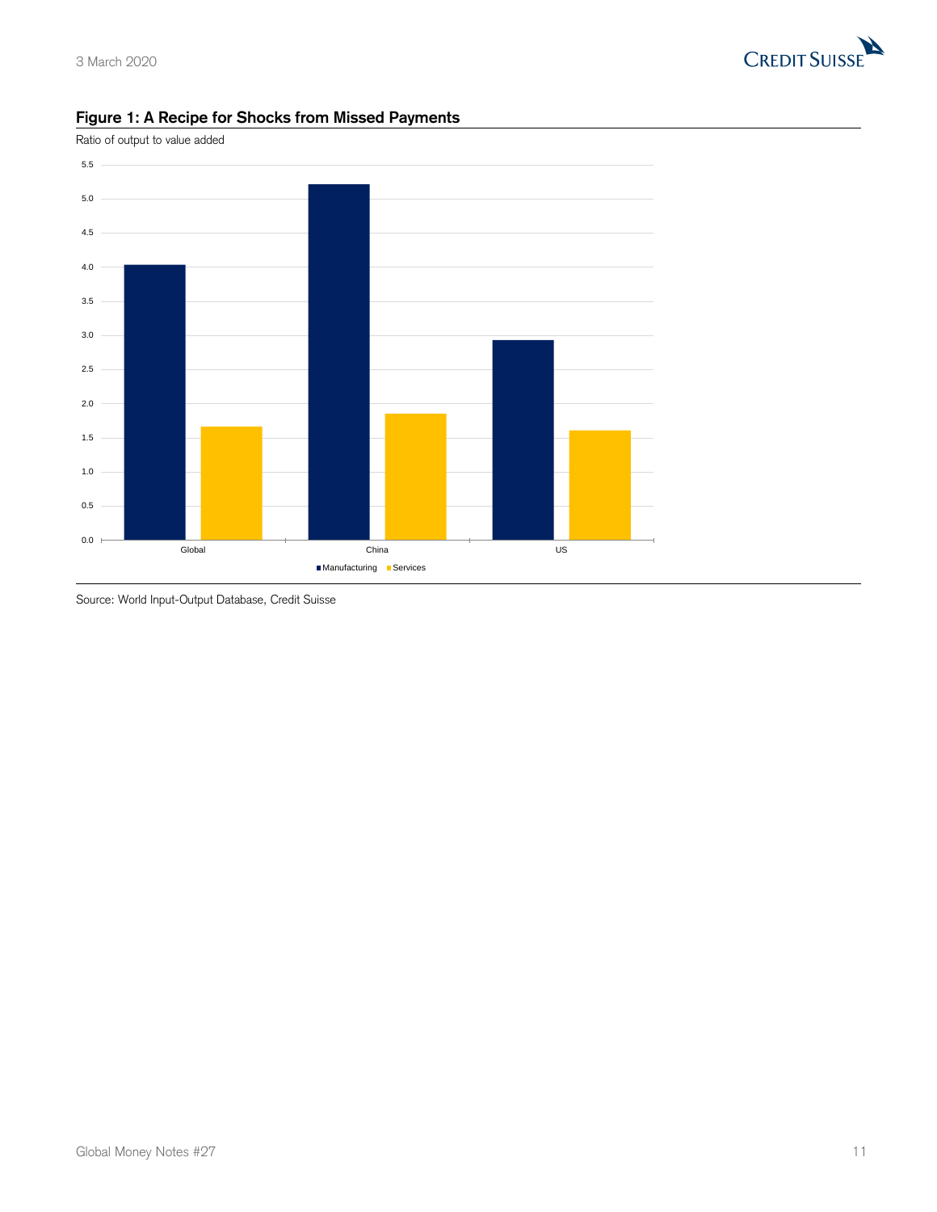**Figure 1: A Recipe for Shocks from Missed Payments**

Ratio of output to value added

Source: World Input-Output Database, Credit Suisse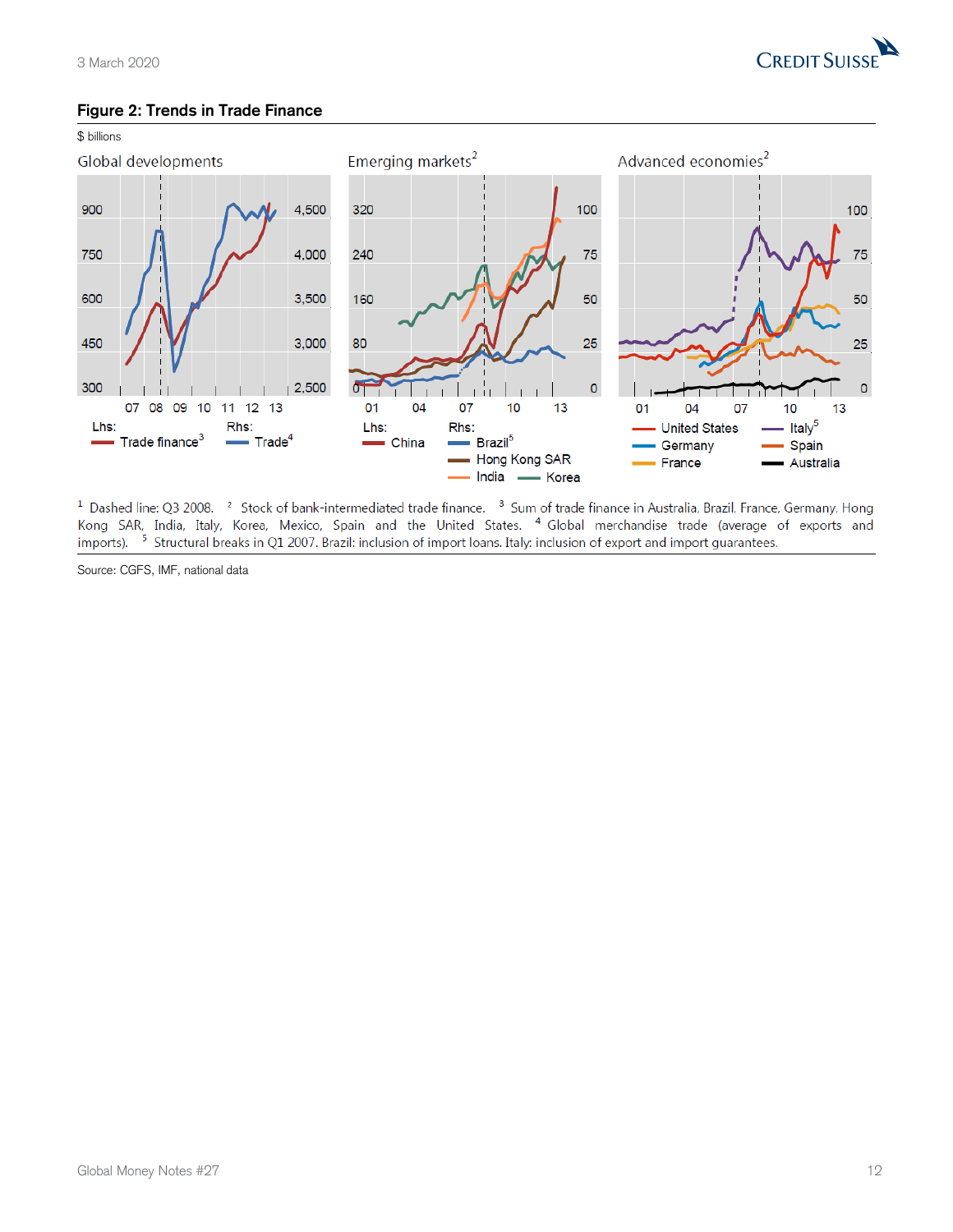**Figure 2: Trends in Trade Finance**

$ billions

Global developments | Emerging markets[2] | Advanced economies[2]

Lhs: Trade finance[3]; Rhs: Trade[4]

Lhs: China; Rhs: Brazil[5], Hong Kong SAR, India, Korea

United States, Germany, France, Italy[5], Spain, Australia

[1] Dashed line: Q3 2008. [2] Stock of bank-intermediated trade finance. [3] Sum of trade finance in Australia, Brazil, France, Germany, Hong Kong SAR, India, Italy, Korea, Mexico, Spain and the United States. [4] Global merchandise trade (average of exports and imports). [5] Structural breaks in Q1 2007. Brazil: inclusion of import loans. Italy: inclusion of export and import guarantees.

Source: CGFS, IMF, national data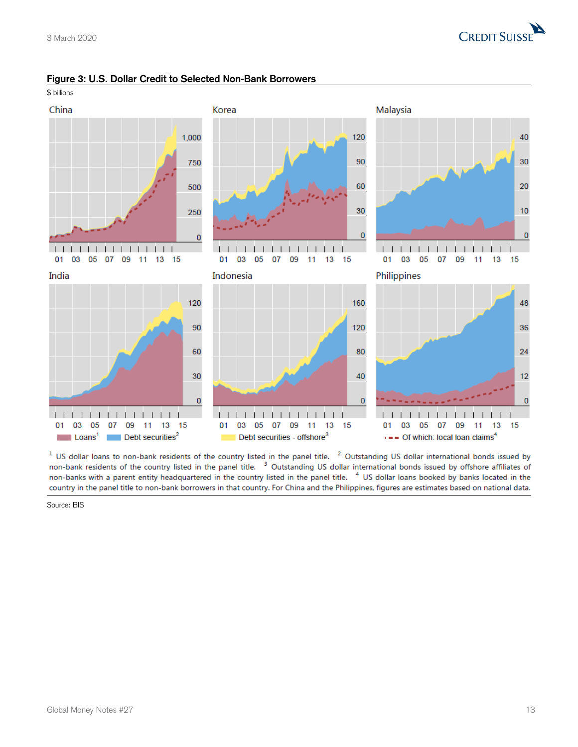**Figure 3: U.S. Dollar Credit to Selected Non-Bank Borrowers**

$ billions

China | Korea | Malaysia | India | Indonesia | Philippines

Loans[1] | Debt securities[2] | Debt securities - offshore[3] | Of which: local loan claims[4]

[1] US dollar loans to non-bank residents of the country listed in the panel title. [2] Outstanding US dollar international bonds issued by non-bank residents of the country listed in the panel title. [3] Outstanding US dollar international bonds issued by offshore affiliates of non-banks with a parent entity headquartered in the country listed in the panel title. [4] US dollar loans booked by banks located in the country in the panel title to non-bank borrowers in that country. For China and the Philippines, figures are estimates based on national data.

Source: BIS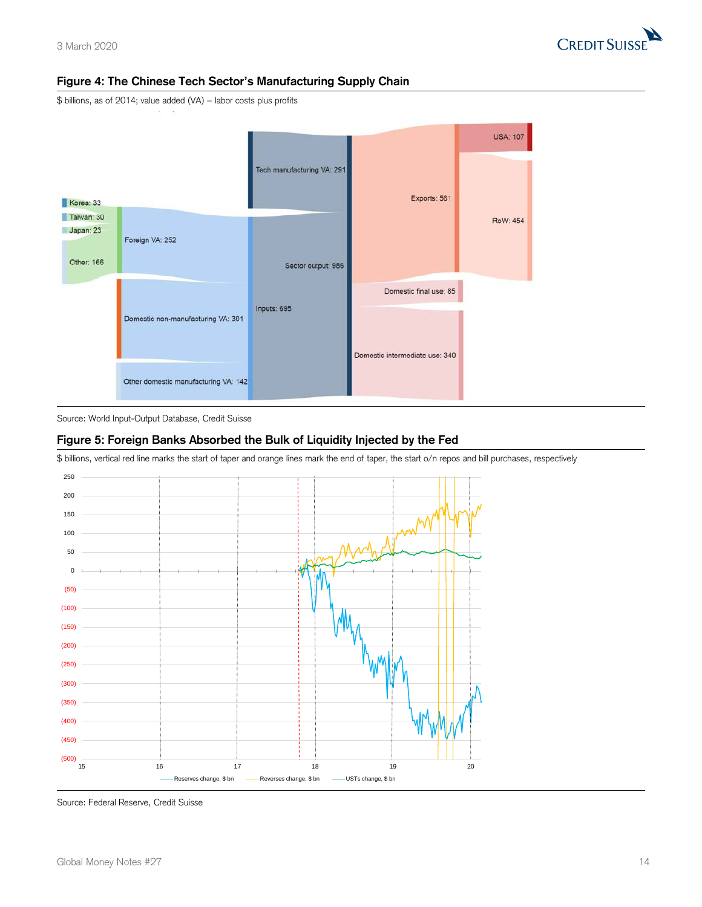## Figure 4: The Chinese Tech Sector's Manufacturing Supply Chain

$ billions, as of 2014; value added (VA) = labor costs plus profits

Korea: 33
Taiwan: 30
Japan: 23
Other: 166
Foreign VA: 252
Domestic non-manufacturing VA: 301
Other domestic manufacturing VA: 142
Tech manufacturing VA: 291
Inputs: 695
Sector output: 986
Exports: 561
Domestic final use: 85
Domestic intermediate use: 340
USA: 107
RoW: 454

Source: World Input-Output Database, Credit Suisse

## Figure 5: Foreign Banks Absorbed the Bulk of Liquidity Injected by the Fed

$ billions, vertical red line marks the start of taper and orange lines mark the end of taper, the start o/n repos and bill purchases, respectively

Reserves change, $ bn — Reverses change, $ bn — USTs change, $ bn

Source: Federal Reserve, Credit Suisse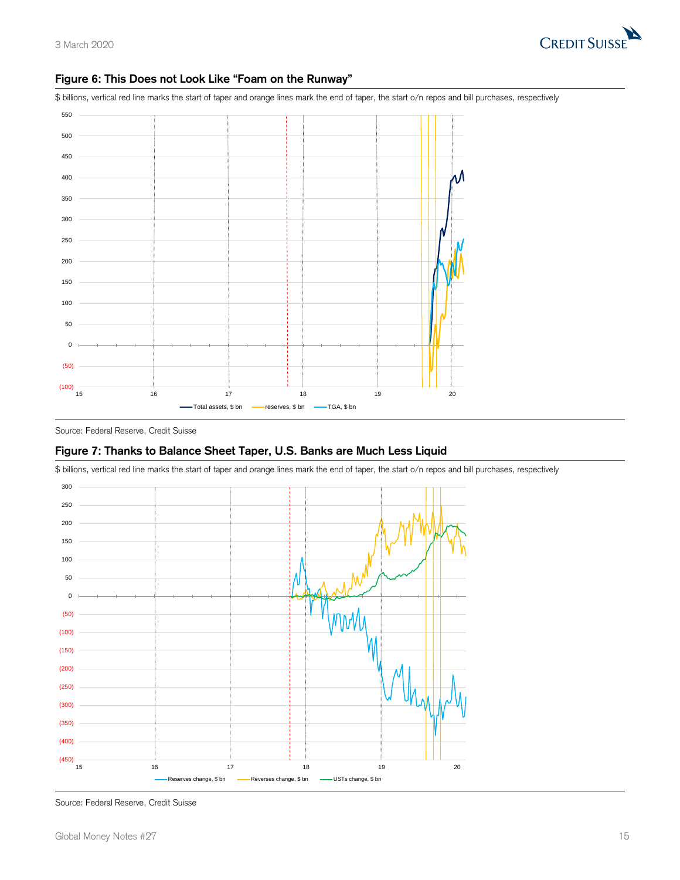## Figure 6: This Does not Look Like "Foam on the Runway"

$ billions, vertical red line marks the start of taper and orange lines mark the end of taper, the start o/n repos and bill purchases, respectively

Source: Federal Reserve, Credit Suisse

## Figure 7: Thanks to Balance Sheet Taper, U.S. Banks are Much Less Liquid

$ billions, vertical red line marks the start of taper and orange lines mark the end of taper, the start o/n repos and bill purchases, respectively

Source: Federal Reserve, Credit Suisse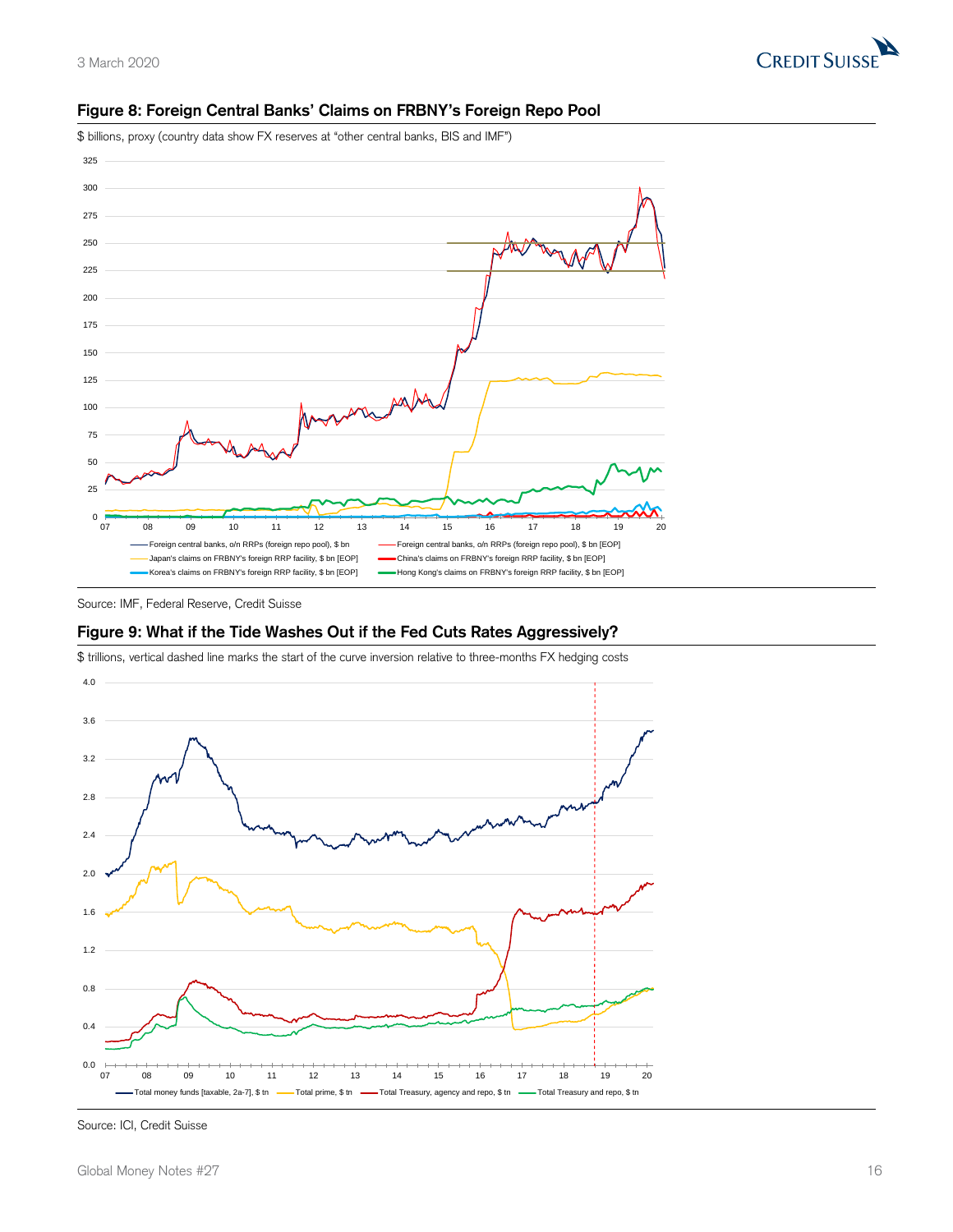**Figure 8: Foreign Central Banks' Claims on FRBNY's Foreign Repo Pool**

$ billions, proxy (country data show FX reserves at "other central banks, BIS and IMF")

Source: IMF, Federal Reserve, Credit Suisse

**Figure 9: What if the Tide Washes Out if the Fed Cuts Rates Aggressively?**

$ trillions, vertical dashed line marks the start of the curve inversion relative to three-months FX hedging costs

Source: ICI, Credit Suisse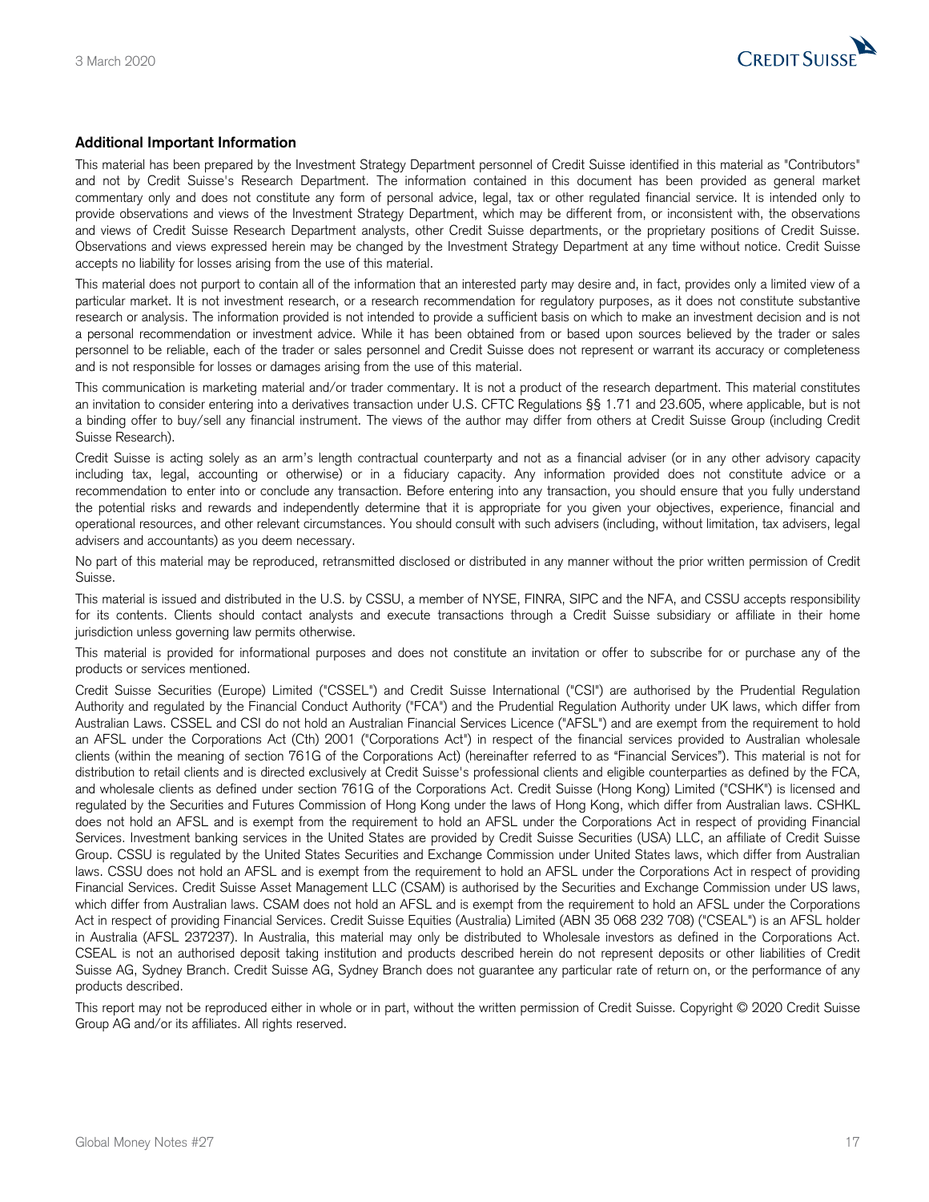### Additional Important Information

This material has been prepared by the Investment Strategy Department personnel of Credit Suisse identified in this material as "Contributors" and not by Credit Suisse's Research Department. The information contained in this document has been provided as general market commentary only and does not constitute any form of personal advice, legal, tax or other regulated financial service. It is intended only to provide observations and views of the Investment Strategy Department, which may be different from, or inconsistent with, the observations and views of Credit Suisse Research Department analysts, other Credit Suisse departments, or the proprietary positions of Credit Suisse. Observations and views expressed herein may be changed by the Investment Strategy Department at any time without notice. Credit Suisse accepts no liability for losses arising from the use of this material.

This material does not purport to contain all of the information that an interested party may desire and, in fact, provides only a limited view of a particular market. It is not investment research, or a research recommendation for regulatory purposes, as it does not constitute substantive research or analysis. The information provided is not intended to provide a sufficient basis on which to make an investment decision and is not a personal recommendation or investment advice. While it has been obtained from or based upon sources believed by the trader or sales personnel to be reliable, each of the trader or sales personnel and Credit Suisse does not represent or warrant its accuracy or completeness and is not responsible for losses or damages arising from the use of this material.

This communication is marketing material and/or trader commentary. It is not a product of the research department. This material constitutes an invitation to consider entering into a derivatives transaction under U.S. CFTC Regulations §§ 1.71 and 23.605, where applicable, but is not a binding offer to buy/sell any financial instrument. The views of the author may differ from others at Credit Suisse Group (including Credit Suisse Research).

Credit Suisse is acting solely as an arm's length contractual counterparty and not as a financial adviser (or in any other advisory capacity including tax, legal, accounting or otherwise) or in a fiduciary capacity. Any information provided does not constitute advice or a recommendation to enter into or conclude any transaction. Before entering into any transaction, you should ensure that you fully understand the potential risks and rewards and independently determine that it is appropriate for you given your objectives, experience, financial and operational resources, and other relevant circumstances. You should consult with such advisers (including, without limitation, tax advisers, legal advisers and accountants) as you deem necessary.

No part of this material may be reproduced, retransmitted disclosed or distributed in any manner without the prior written permission of Credit Suisse.

This material is issued and distributed in the U.S. by CSSU, a member of NYSE, FINRA, SIPC and the NFA, and CSSU accepts responsibility for its contents. Clients should contact analysts and execute transactions through a Credit Suisse subsidiary or affiliate in their home jurisdiction unless governing law permits otherwise.

This material is provided for informational purposes and does not constitute an invitation or offer to subscribe for or purchase any of the products or services mentioned.

Credit Suisse Securities (Europe) Limited ("CSSEL") and Credit Suisse International ("CSI") are authorised by the Prudential Regulation Authority and regulated by the Financial Conduct Authority ("FCA") and the Prudential Regulation Authority under UK laws, which differ from Australian Laws. CSSEL and CSI do not hold an Australian Financial Services Licence ("AFSL") and are exempt from the requirement to hold an AFSL under the Corporations Act (Cth) 2001 ("Corporations Act") in respect of the financial services provided to Australian wholesale clients (within the meaning of section 761G of the Corporations Act) (hereinafter referred to as "Financial Services"). This material is not for distribution to retail clients and is directed exclusively at Credit Suisse's professional clients and eligible counterparties as defined by the FCA, and wholesale clients as defined under section 761G of the Corporations Act. Credit Suisse (Hong Kong) Limited ("CSHK") is licensed and regulated by the Securities and Futures Commission of Hong Kong under the laws of Hong Kong, which differ from Australian laws. CSHKL does not hold an AFSL and is exempt from the requirement to hold an AFSL under the Corporations Act in respect of providing Financial Services. Investment banking services in the United States are provided by Credit Suisse Securities (USA) LLC, an affiliate of Credit Suisse Group. CSSU is regulated by the United States Securities and Exchange Commission under United States laws, which differ from Australian laws. CSSU does not hold an AFSL and is exempt from the requirement to hold an AFSL under the Corporations Act in respect of providing Financial Services. Credit Suisse Asset Management LLC (CSAM) is authorised by the Securities and Exchange Commission under US laws, which differ from Australian laws. CSAM does not hold an AFSL and is exempt from the requirement to hold an AFSL under the Corporations Act in respect of providing Financial Services. Credit Suisse Equities (Australia) Limited (ABN 35 068 232 708) ("CSEAL") is an AFSL holder in Australia (AFSL 237237). In Australia, this material may only be distributed to Wholesale investors as defined in the Corporations Act. CSEAL is not an authorised deposit taking institution and products described herein do not represent deposits or other liabilities of Credit Suisse AG, Sydney Branch. Credit Suisse AG, Sydney Branch does not guarantee any particular rate of return on, or the performance of any products described.

This report may not be reproduced either in whole or in part, without the written permission of Credit Suisse. Copyright © 2020 Credit Suisse Group AG and/or its affiliates. All rights reserved.